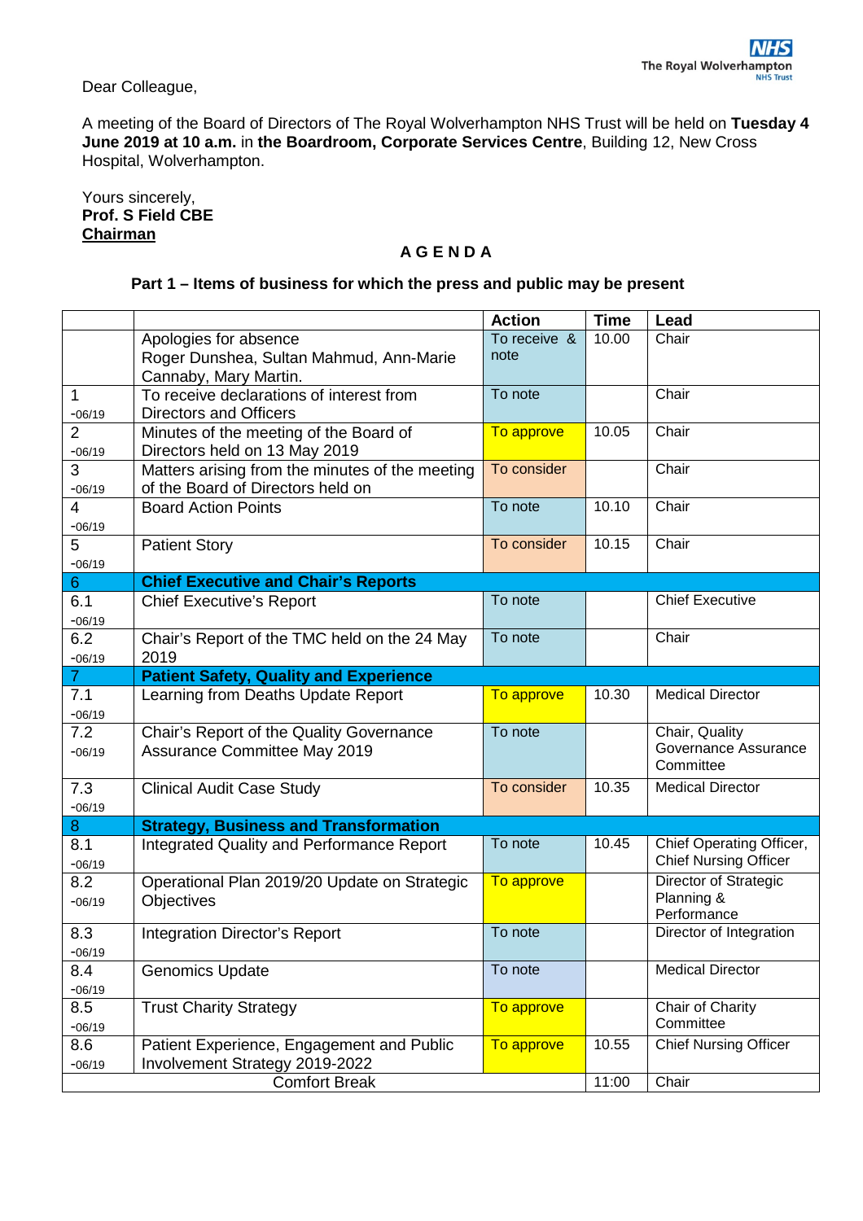Dear Colleague,

A meeting of the Board of Directors of The Royal Wolverhampton NHS Trust will be held on **Tuesday 4 June 2019 at 10 a.m.** in **the Boardroom, Corporate Services Centre**, Building 12, New Cross Hospital, Wolverhampton.

Yours sincerely,
**Prof. S Field CBE**
**Chairman**

**A G E N D A**

**Part 1 – Items of business for which the press and public may be present**

| | | Action | Time | Lead |
|---|---|---|---|---|
| | Apologies for absence<br>Roger Dunshea, Sultan Mahmud, Ann-Marie Cannaby, Mary Martin. | To receive & note | 10.00 | Chair |
| 1<br>-06/19 | To receive declarations of interest from Directors and Officers | To note | | Chair |
| 2<br>-06/19 | Minutes of the meeting of the Board of Directors held on 13 May 2019 | To approve | 10.05 | Chair |
| 3<br>-06/19 | Matters arising from the minutes of the meeting of the Board of Directors held on | To consider | | Chair |
| 4<br>-06/19 | Board Action Points | To note | 10.10 | Chair |
| 5<br>-06/19 | Patient Story | To consider | 10.15 | Chair |
| 6 | **Chief Executive and Chair's Reports** | | | |
| 6.1<br>-06/19 | Chief Executive's Report | To note | | Chief Executive |
| 6.2<br>-06/19 | Chair's Report of the TMC held on the 24 May 2019 | To note | | Chair |
| 7 | **Patient Safety, Quality and Experience** | | | |
| 7.1<br>-06/19 | Learning from Deaths Update Report | To approve | 10.30 | Medical Director |
| 7.2<br>-06/19 | Chair's Report of the Quality Governance Assurance Committee May 2019 | To note | | Chair, Quality Governance Assurance Committee |
| 7.3<br>-06/19 | Clinical Audit Case Study | To consider | 10.35 | Medical Director |
| 8 | **Strategy, Business and Transformation** | | | |
| 8.1<br>-06/19 | Integrated Quality and Performance Report | To note | 10.45 | Chief Operating Officer, Chief Nursing Officer |
| 8.2<br>-06/19 | Operational Plan 2019/20 Update on Strategic Objectives | To approve | | Director of Strategic Planning & Performance |
| 8.3<br>-06/19 | Integration Director's Report | To note | | Director of Integration |
| 8.4<br>-06/19 | Genomics Update | To note | | Medical Director |
| 8.5<br>-06/19 | Trust Charity Strategy | To approve | | Chair of Charity Committee |
| 8.6<br>-06/19 | Patient Experience, Engagement and Public Involvement Strategy 2019-2022 | To approve | 10.55 | Chief Nursing Officer |
| | Comfort Break | | 11:00 | Chair |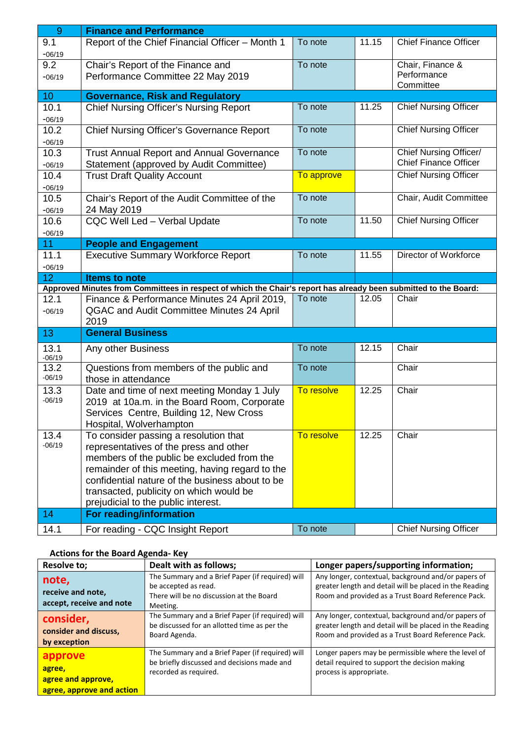| | | | | |
|---|---|---|---|---|
| 9 | **Finance and Performance** | | | |
| 9.1 -06/19 | Report of the Chief Financial Officer – Month 1 | To note | 11.15 | Chief Finance Officer |
| 9.2 -06/19 | Chair's Report of the Finance and Performance Committee 22 May 2019 | To note | | Chair, Finance & Performance Committee |
| 10 | **Governance, Risk and Regulatory** | | | |
| 10.1 -06/19 | Chief Nursing Officer's Nursing Report | To note | 11.25 | Chief Nursing Officer |
| 10.2 -06/19 | Chief Nursing Officer's Governance Report | To note | | Chief Nursing Officer |
| 10.3 -06/19 | Trust Annual Report and Annual Governance Statement (approved by Audit Committee) | To note | | Chief Nursing Officer/ Chief Finance Officer |
| 10.4 -06/19 | Trust Draft Quality Account | To approve | | Chief Nursing Officer |
| 10.5 -06/19 | Chair's Report of the Audit Committee of the 24 May 2019 | To note | | Chair, Audit Committee |
| 10.6 -06/19 | CQC Well Led – Verbal Update | To note | 11.50 | Chief Nursing Officer |
| 11 | **People and Engagement** | | | |
| 11.1 -06/19 | Executive Summary Workforce Report | To note | 11.55 | Director of Workforce |
| 12 | **Items to note** | | | |
| **Approved Minutes from Committees in respect of which the Chair's report has already been submitted to the Board:** | | | | |
| 12.1 -06/19 | Finance & Performance Minutes 24 April 2019, QGAC and Audit Committee Minutes 24 April 2019 | To note | 12.05 | Chair |
| 13 | **General Business** | | | |
| 13.1 -06/19 | Any other Business | To note | 12.15 | Chair |
| 13.2 -06/19 | Questions from members of the public and those in attendance | To note | | Chair |
| 13.3 -06/19 | Date and time of next meeting Monday 1 July 2019 at 10a.m. in the Board Room, Corporate Services Centre, Building 12, New Cross Hospital, Wolverhampton | To resolve | 12.25 | Chair |
| 13.4 -06/19 | To consider passing a resolution that representatives of the press and other members of the public be excluded from the remainder of this meeting, having regard to the confidential nature of the business about to be transacted, publicity on which would be prejudicial to the public interest. | To resolve | 12.25 | Chair |
| 14 | **For reading/information** | | | |
| 14.1 | For reading - CQC Insight Report | To note | | Chief Nursing Officer |

**Actions for the Board Agenda- Key**

| Resolve to; | Dealt with as follows; | Longer papers/supporting information; |
|---|---|---|
| **note,** receive and note, accept, receive and note | The Summary and a Brief Paper (if required) will be accepted as read. There will be no discussion at the Board Meeting. | Any longer, contextual, background and/or papers of greater length and detail will be placed in the Reading Room and provided as a Trust Board Reference Pack. |
| **consider,** consider and discuss, by exception | The Summary and a Brief Paper (if required) will be discussed for an allotted time as per the Board Agenda. | Any longer, contextual, background and/or papers of greater length and detail will be placed in the Reading Room and provided as a Trust Board Reference Pack. |
| **approve** agree, agree and approve, agree, approve and action | The Summary and a Brief Paper (if required) will be briefly discussed and decisions made and recorded as required. | Longer papers may be permissible where the level of detail required to support the decision making process is appropriate. |